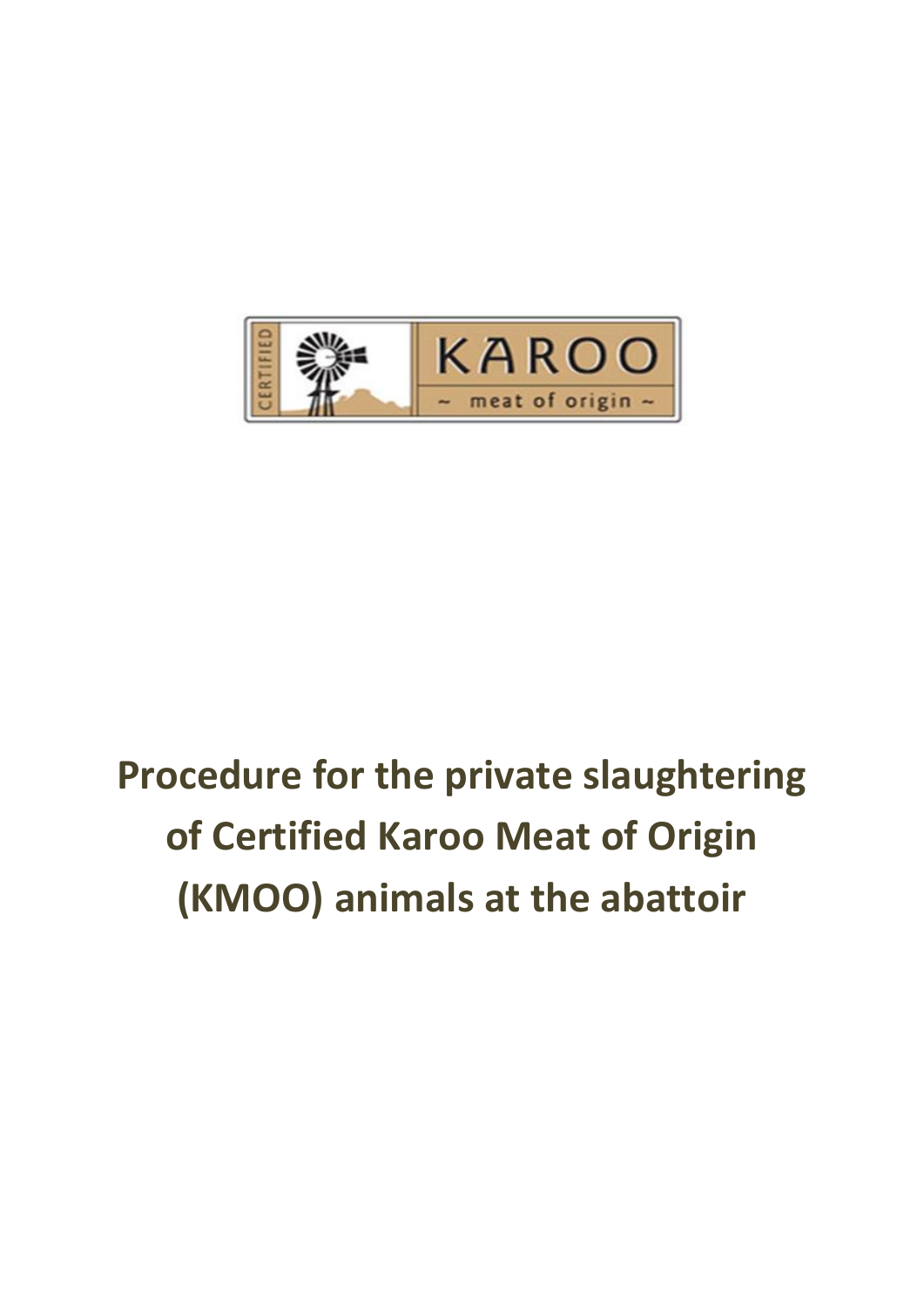CERTIFIED

KAROO

~ meat of origin ~

# Procedure for the private slaughtering of Certified Karoo Meat of Origin (KMOO) animals at the abattoir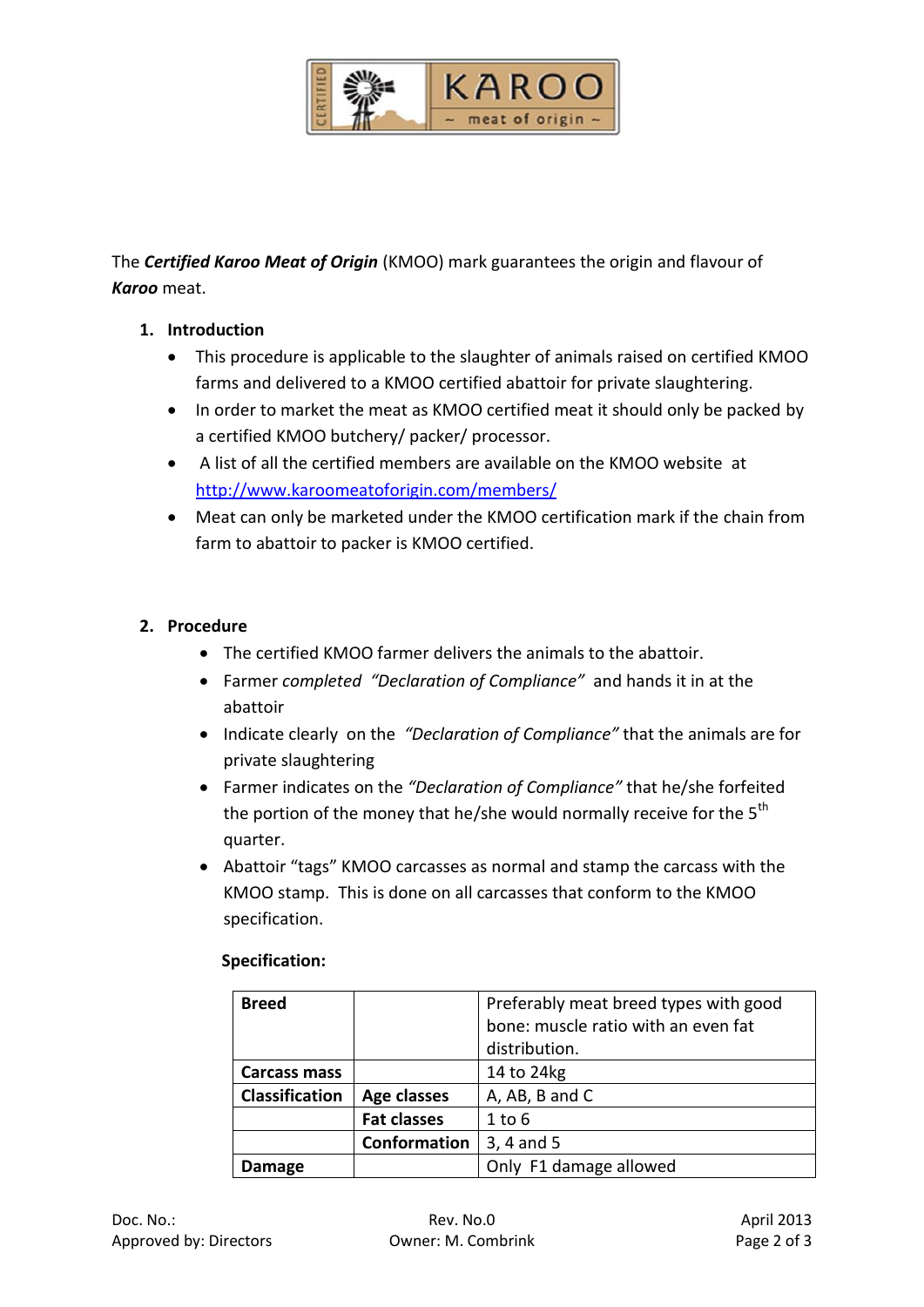The ***Certified Karoo Meat of Origin*** (KMOO) mark guarantees the origin and flavour of ***Karoo*** meat.

## 1. Introduction

- This procedure is applicable to the slaughter of animals raised on certified KMOO farms and delivered to a KMOO certified abattoir for private slaughtering.
- In order to market the meat as KMOO certified meat it should only be packed by a certified KMOO butchery/ packer/ processor.
- A list of all the certified members are available on the KMOO website at http://www.karoomeatoforigin.com/members/
- Meat can only be marketed under the KMOO certification mark if the chain from farm to abattoir to packer is KMOO certified.

## 2. Procedure

- The certified KMOO farmer delivers the animals to the abattoir.
- Farmer *completed* *"Declaration of Compliance"* and hands it in at the abattoir
- Indicate clearly on the *"Declaration of Compliance"* that the animals are for private slaughtering
- Farmer indicates on the *"Declaration of Compliance"* that he/she forfeited the portion of the money that he/she would normally receive for the 5th quarter.
- Abattoir "tags" KMOO carcasses as normal and stamp the carcass with the KMOO stamp. This is done on all carcasses that conform to the KMOO specification.

**Specification:**

| **Breed** | | Preferably meat breed types with good bone: muscle ratio with an even fat distribution. |
|---|---|---|
| **Carcass mass** | | 14 to 24kg |
| **Classification** | **Age classes** | A, AB, B and C |
| | **Fat classes** | 1 to 6 |
| | **Conformation** | 3, 4 and 5 |
| **Damage** | | Only F1 damage allowed |

Doc. No.: Rev. No.0 April 2013
Approved by: Directors Owner: M. Combrink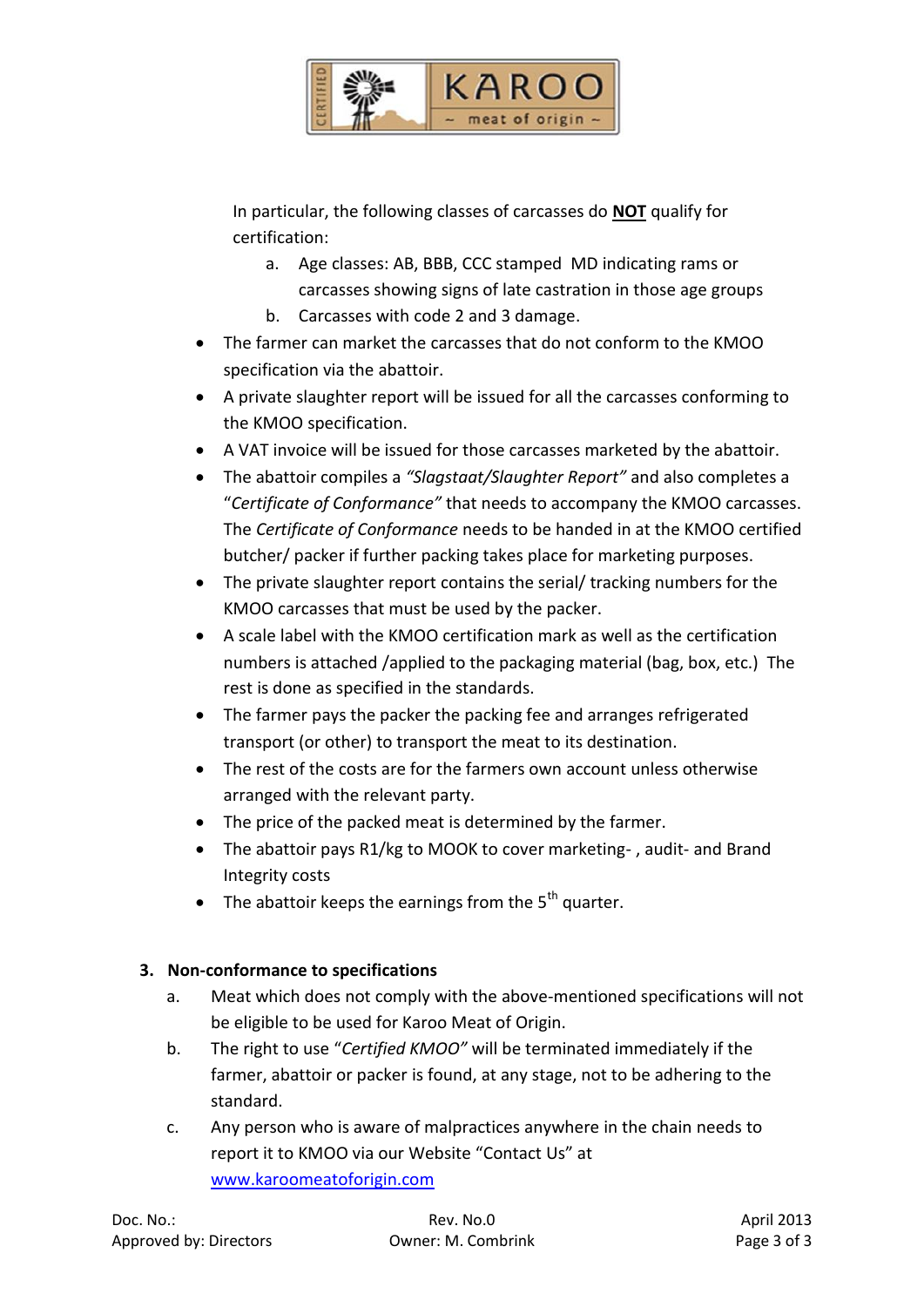In particular, the following classes of carcasses do **NOT** qualify for certification:

a. Age classes: AB, BBB, CCC stamped MD indicating rams or carcasses showing signs of late castration in those age groups

b. Carcasses with code 2 and 3 damage.

- The farmer can market the carcasses that do not conform to the KMOO specification via the abattoir.
- A private slaughter report will be issued for all the carcasses conforming to the KMOO specification.
- A VAT invoice will be issued for those carcasses marketed by the abattoir.
- The abattoir compiles a *"Slagstaat/Slaughter Report"* and also completes a "*Certificate of Conformance"* that needs to accompany the KMOO carcasses. The *Certificate of Conformance* needs to be handed in at the KMOO certified butcher/ packer if further packing takes place for marketing purposes.
- The private slaughter report contains the serial/ tracking numbers for the KMOO carcasses that must be used by the packer.
- A scale label with the KMOO certification mark as well as the certification numbers is attached /applied to the packaging material (bag, box, etc.) The rest is done as specified in the standards.
- The farmer pays the packer the packing fee and arranges refrigerated transport (or other) to transport the meat to its destination.
- The rest of the costs are for the farmers own account unless otherwise arranged with the relevant party.
- The price of the packed meat is determined by the farmer.
- The abattoir pays R1/kg to MOOK to cover marketing- , audit- and Brand Integrity costs
- The abattoir keeps the earnings from the 5th quarter.

**3. Non-conformance to specifications**

a. Meat which does not comply with the above-mentioned specifications will not be eligible to be used for Karoo Meat of Origin.

b. The right to use "*Certified KMOO"* will be terminated immediately if the farmer, abattoir or packer is found, at any stage, not to be adhering to the standard.

c. Any person who is aware of malpractices anywhere in the chain needs to report it to KMOO via our Website "Contact Us" at [www.karoomeatoforigin.com](http://www.karoomeatoforigin.com)

Doc. No.: | Rev. No.0 | April 2013

Approved by: Directors | Owner: M. Combrink